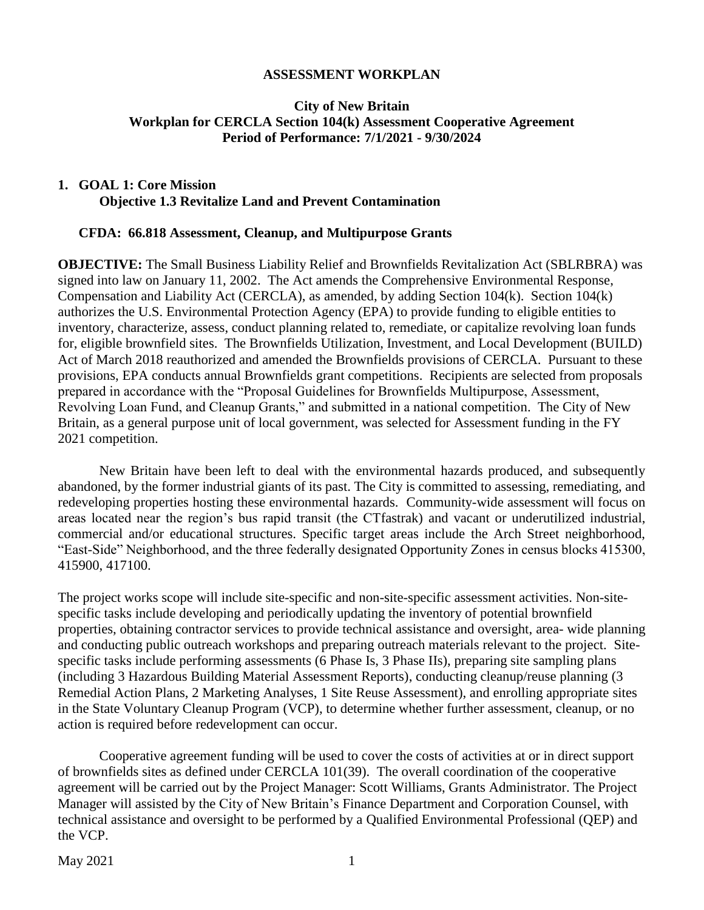**ASSESSMENT WORKPLAN**

**City of New Britain**
**Workplan for CERCLA Section 104(k) Assessment Cooperative Agreement**
**Period of Performance: 7/1/2021 - 9/30/2024**

## 1. GOAL 1: Core Mission
### Objective 1.3 Revitalize Land and Prevent Contamination

**CFDA: 66.818 Assessment, Cleanup, and Multipurpose Grants**

**OBJECTIVE:** The Small Business Liability Relief and Brownfields Revitalization Act (SBLRBRA) was signed into law on January 11, 2002. The Act amends the Comprehensive Environmental Response, Compensation and Liability Act (CERCLA), as amended, by adding Section 104(k). Section 104(k) authorizes the U.S. Environmental Protection Agency (EPA) to provide funding to eligible entities to inventory, characterize, assess, conduct planning related to, remediate, or capitalize revolving loan funds for, eligible brownfield sites. The Brownfields Utilization, Investment, and Local Development (BUILD) Act of March 2018 reauthorized and amended the Brownfields provisions of CERCLA. Pursuant to these provisions, EPA conducts annual Brownfields grant competitions. Recipients are selected from proposals prepared in accordance with the "Proposal Guidelines for Brownfields Multipurpose, Assessment, Revolving Loan Fund, and Cleanup Grants," and submitted in a national competition. The City of New Britain, as a general purpose unit of local government, was selected for Assessment funding in the FY 2021 competition.

New Britain have been left to deal with the environmental hazards produced, and subsequently abandoned, by the former industrial giants of its past. The City is committed to assessing, remediating, and redeveloping properties hosting these environmental hazards. Community-wide assessment will focus on areas located near the region's bus rapid transit (the CTfastrak) and vacant or underutilized industrial, commercial and/or educational structures. Specific target areas include the Arch Street neighborhood, "East-Side" Neighborhood, and the three federally designated Opportunity Zones in census blocks 415300, 415900, 417100.

The project works scope will include site-specific and non-site-specific assessment activities. Non-site-specific tasks include developing and periodically updating the inventory of potential brownfield properties, obtaining contractor services to provide technical assistance and oversight, area- wide planning and conducting public outreach workshops and preparing outreach materials relevant to the project. Site-specific tasks include performing assessments (6 Phase Is, 3 Phase IIs), preparing site sampling plans (including 3 Hazardous Building Material Assessment Reports), conducting cleanup/reuse planning (3 Remedial Action Plans, 2 Marketing Analyses, 1 Site Reuse Assessment), and enrolling appropriate sites in the State Voluntary Cleanup Program (VCP), to determine whether further assessment, cleanup, or no action is required before redevelopment can occur.

Cooperative agreement funding will be used to cover the costs of activities at or in direct support of brownfields sites as defined under CERCLA 101(39). The overall coordination of the cooperative agreement will be carried out by the Project Manager: Scott Williams, Grants Administrator. The Project Manager will assisted by the City of New Britain's Finance Department and Corporation Counsel, with technical assistance and oversight to be performed by a Qualified Environmental Professional (QEP) and the VCP.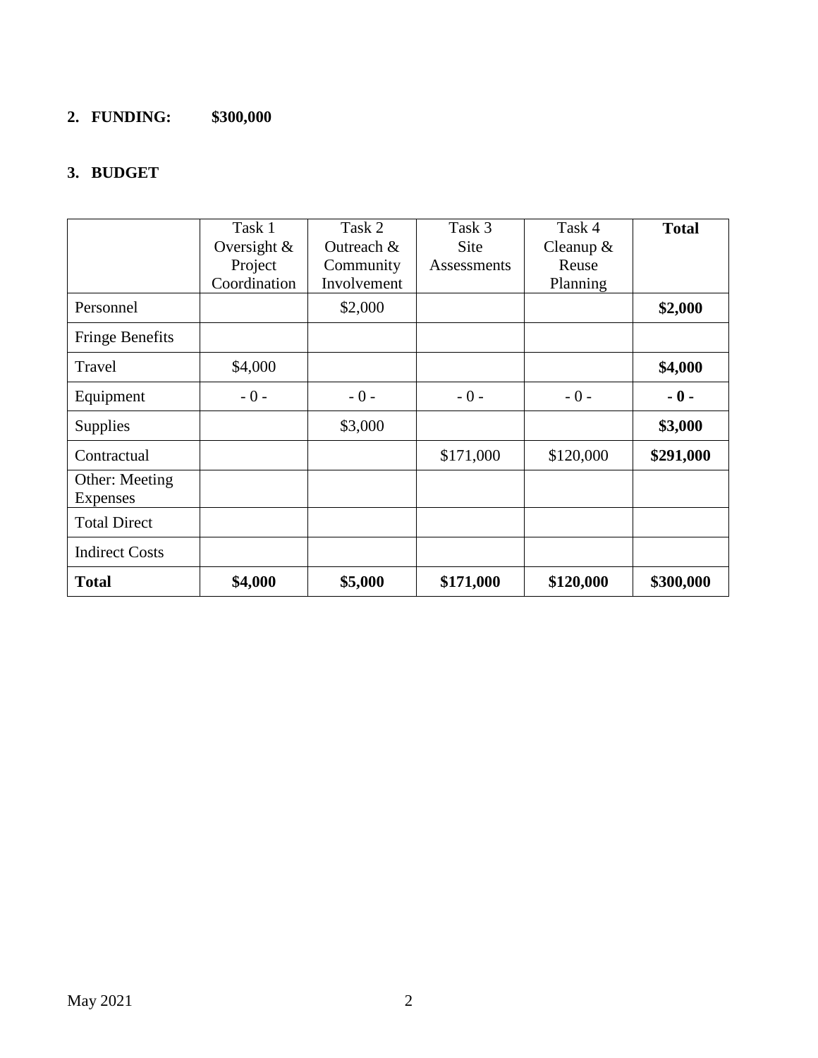**2. FUNDING: $300,000**

**3. BUDGET**

| | Task 1 Oversight & Project Coordination | Task 2 Outreach & Community Involvement | Task 3 Site Assessments | Task 4 Cleanup & Reuse Planning | **Total** |
|---|---|---|---|---|---|
| Personnel | | $2,000 | | | **$2,000** |
| Fringe Benefits | | | | | |
| Travel | $4,000 | | | | **$4,000** |
| Equipment | - 0 - | - 0 - | - 0 - | - 0 - | **- 0 -** |
| Supplies | | $3,000 | | | **$3,000** |
| Contractual | | | $171,000 | $120,000 | **$291,000** |
| Other: Meeting Expenses | | | | | |
| Total Direct | | | | | |
| Indirect Costs | | | | | |
| **Total** | **$4,000** | **$5,000** | **$171,000** | **$120,000** | **$300,000** |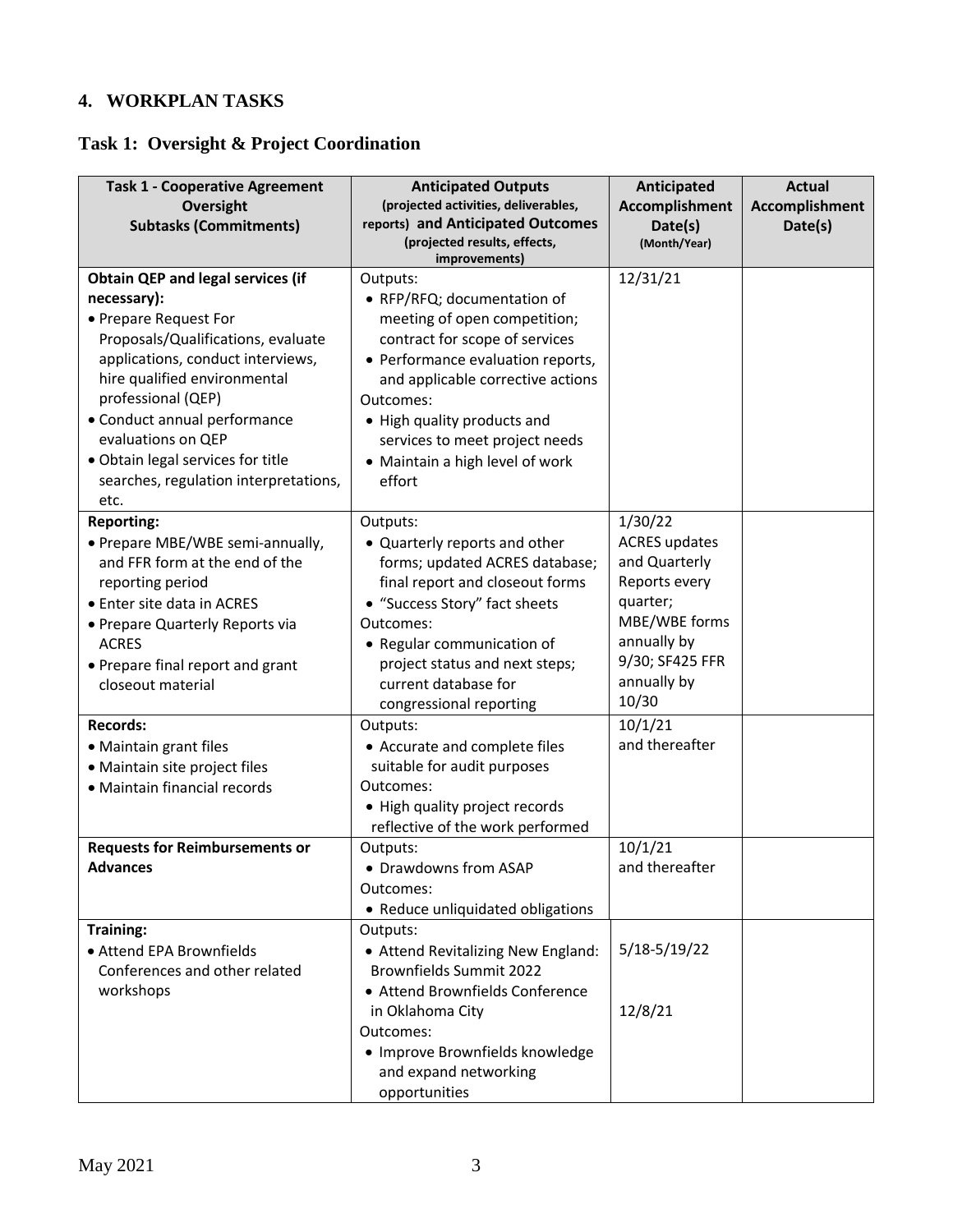## 4. WORKPLAN TASKS

### Task 1: Oversight & Project Coordination

| **Task 1 - Cooperative Agreement Oversight Subtasks (Commitments)** | **Anticipated Outputs** (projected activities, deliverables, reports) **and Anticipated Outcomes** (projected results, effects, improvements) | **Anticipated Accomplishment Date(s)** (Month/Year) | **Actual Accomplishment Date(s)** |
|---|---|---|---|
| **Obtain QEP and legal services (if necessary):**<br>• Prepare Request For Proposals/Qualifications, evaluate applications, conduct interviews, hire qualified environmental professional (QEP)<br>• Conduct annual performance evaluations on QEP<br>• Obtain legal services for title searches, regulation interpretations, etc. | Outputs:<br>• RFP/RFQ; documentation of meeting of open competition; contract for scope of services<br>• Performance evaluation reports, and applicable corrective actions<br>Outcomes:<br>• High quality products and services to meet project needs<br>• Maintain a high level of work effort | 12/31/21 | |
| **Reporting:**<br>• Prepare MBE/WBE semi-annually, and FFR form at the end of the reporting period<br>• Enter site data in ACRES<br>• Prepare Quarterly Reports via ACRES<br>• Prepare final report and grant closeout material | Outputs:<br>• Quarterly reports and other forms; updated ACRES database; final report and closeout forms<br>• "Success Story" fact sheets<br>Outcomes:<br>• Regular communication of project status and next steps; current database for congressional reporting | 1/30/22<br>ACRES updates and Quarterly Reports every quarter;<br>MBE/WBE forms annually by 9/30; SF425 FFR annually by 10/30 | |
| **Records:**<br>• Maintain grant files<br>• Maintain site project files<br>• Maintain financial records | Outputs:<br>• Accurate and complete files suitable for audit purposes<br>Outcomes:<br>• High quality project records reflective of the work performed | 10/1/21 and thereafter | |
| **Requests for Reimbursements or Advances** | Outputs:<br>• Drawdowns from ASAP<br>Outcomes:<br>• Reduce unliquidated obligations | 10/1/21 and thereafter | |
| **Training:**<br>• Attend EPA Brownfields Conferences and other related workshops | Outputs:<br>• Attend Revitalizing New England: Brownfields Summit 2022<br>• Attend Brownfields Conference in Oklahoma City<br>Outcomes:<br>• Improve Brownfields knowledge and expand networking opportunities | 5/18-5/19/22<br><br>12/8/21 | |

May 2021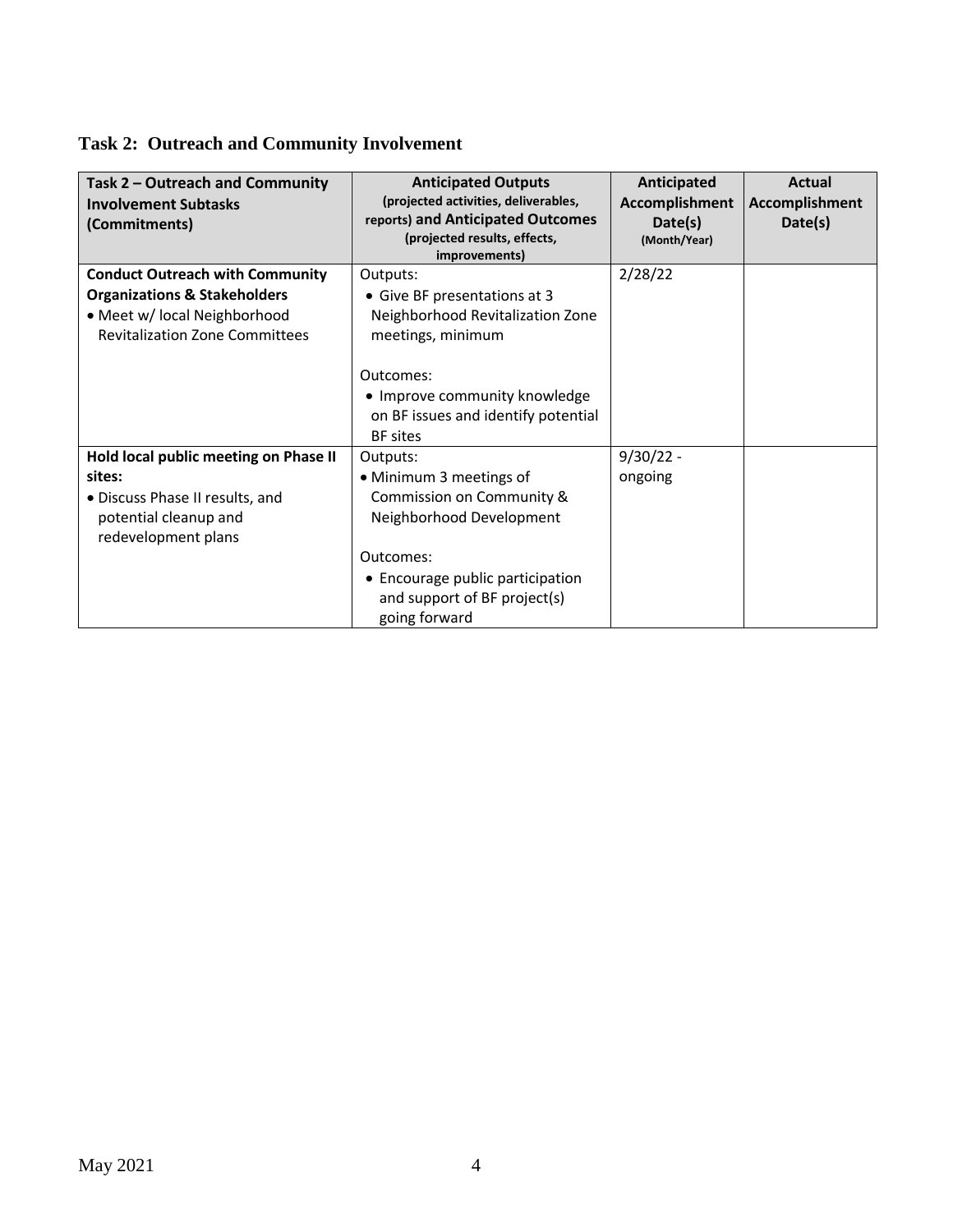## Task 2: Outreach and Community Involvement

| **Task 2 – Outreach and Community Involvement Subtasks (Commitments)** | **Anticipated Outputs** (projected activities, deliverables, reports) **and Anticipated Outcomes** (projected results, effects, improvements) | **Anticipated Accomplishment Date(s)** (Month/Year) | **Actual Accomplishment Date(s)** |
|---|---|---|---|
| **Conduct Outreach with Community Organizations & Stakeholders**<br>• Meet w/ local Neighborhood Revitalization Zone Committees | Outputs:<br>• Give BF presentations at 3 Neighborhood Revitalization Zone meetings, minimum<br><br>Outcomes:<br>• Improve community knowledge on BF issues and identify potential BF sites | 2/28/22 | |
| **Hold local public meeting on Phase II sites:**<br>• Discuss Phase II results, and potential cleanup and redevelopment plans | Outputs:<br>• Minimum 3 meetings of Commission on Community & Neighborhood Development<br><br>Outcomes:<br>• Encourage public participation and support of BF project(s) going forward | 9/30/22 - ongoing | |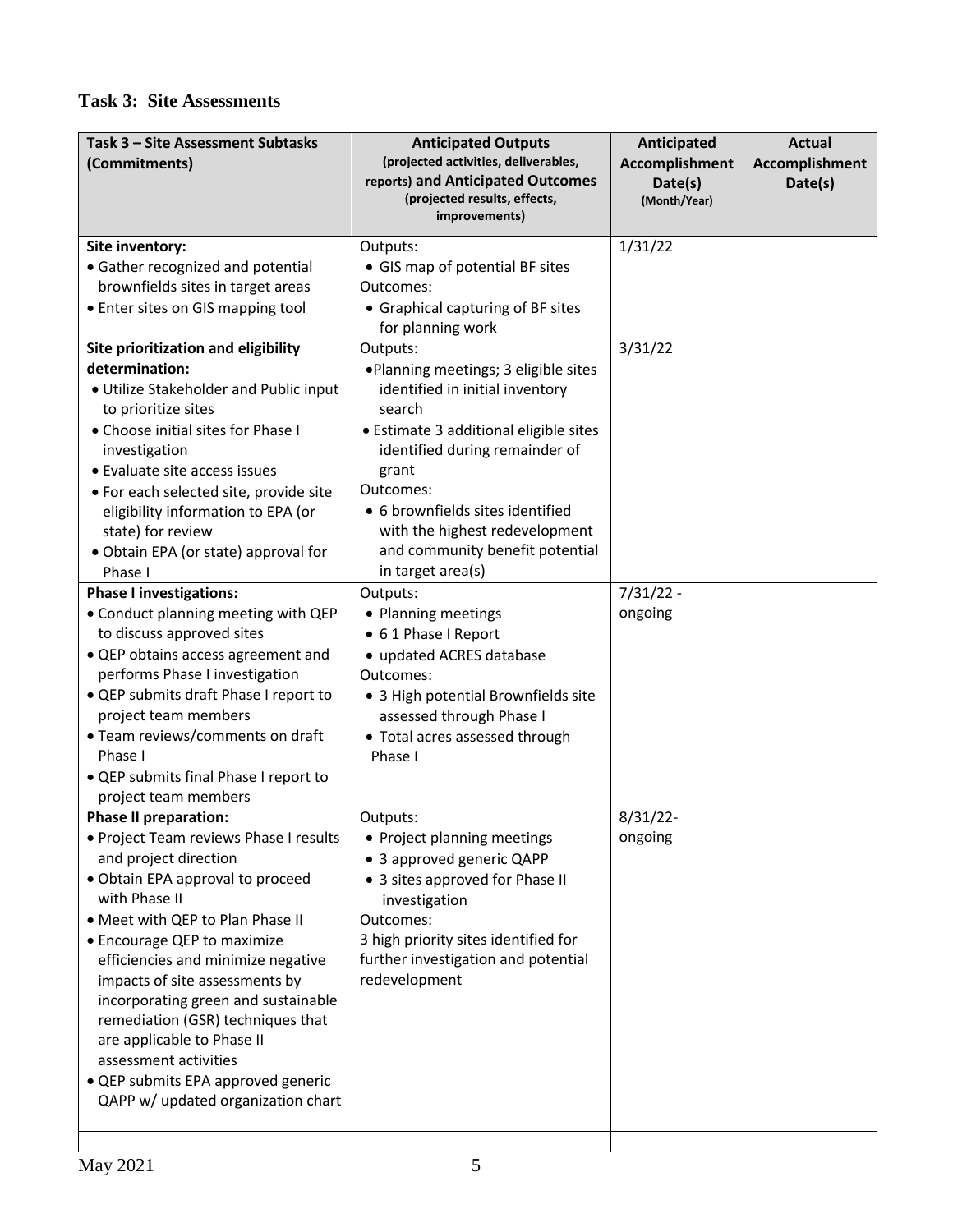### Task 3: Site Assessments

| Task 3 – Site Assessment Subtasks (Commitments) | Anticipated Outputs (projected activities, deliverables, reports) and Anticipated Outcomes (projected results, effects, improvements) | Anticipated Accomplishment Date(s) (Month/Year) | Actual Accomplishment Date(s) |
|---|---|---|---|
| **Site inventory:**<br>• Gather recognized and potential brownfields sites in target areas<br>• Enter sites on GIS mapping tool | Outputs:<br>• GIS map of potential BF sites<br>Outcomes:<br>• Graphical capturing of BF sites for planning work | 1/31/22 | |
| **Site prioritization and eligibility determination:**<br>• Utilize Stakeholder and Public input to prioritize sites<br>• Choose initial sites for Phase I investigation<br>• Evaluate site access issues<br>• For each selected site, provide site eligibility information to EPA (or state) for review<br>• Obtain EPA (or state) approval for Phase I | Outputs:<br>• Planning meetings; 3 eligible sites identified in initial inventory search<br>• Estimate 3 additional eligible sites identified during remainder of grant<br>Outcomes:<br>• 6 brownfields sites identified with the highest redevelopment and community benefit potential in target area(s) | 3/31/22 | |
| **Phase I investigations:**<br>• Conduct planning meeting with QEP to discuss approved sites<br>• QEP obtains access agreement and performs Phase I investigation<br>• QEP submits draft Phase I report to project team members<br>• Team reviews/comments on draft Phase I<br>• QEP submits final Phase I report to project team members | Outputs:<br>• Planning meetings<br>• 6 1 Phase I Report<br>• updated ACRES database<br>Outcomes:<br>• 3 High potential Brownfields site assessed through Phase I<br>• Total acres assessed through Phase I | 7/31/22 - ongoing | |
| **Phase II preparation:**<br>• Project Team reviews Phase I results and project direction<br>• Obtain EPA approval to proceed with Phase II<br>• Meet with QEP to Plan Phase II<br>• Encourage QEP to maximize efficiencies and minimize negative impacts of site assessments by incorporating green and sustainable remediation (GSR) techniques that are applicable to Phase II assessment activities<br>• QEP submits EPA approved generic QAPP w/ updated organization chart | Outputs:<br>• Project planning meetings<br>• 3 approved generic QAPP<br>• 3 sites approved for Phase II investigation<br>Outcomes:<br>3 high priority sites identified for further investigation and potential redevelopment | 8/31/22- ongoing | |
| | | | |

May 2021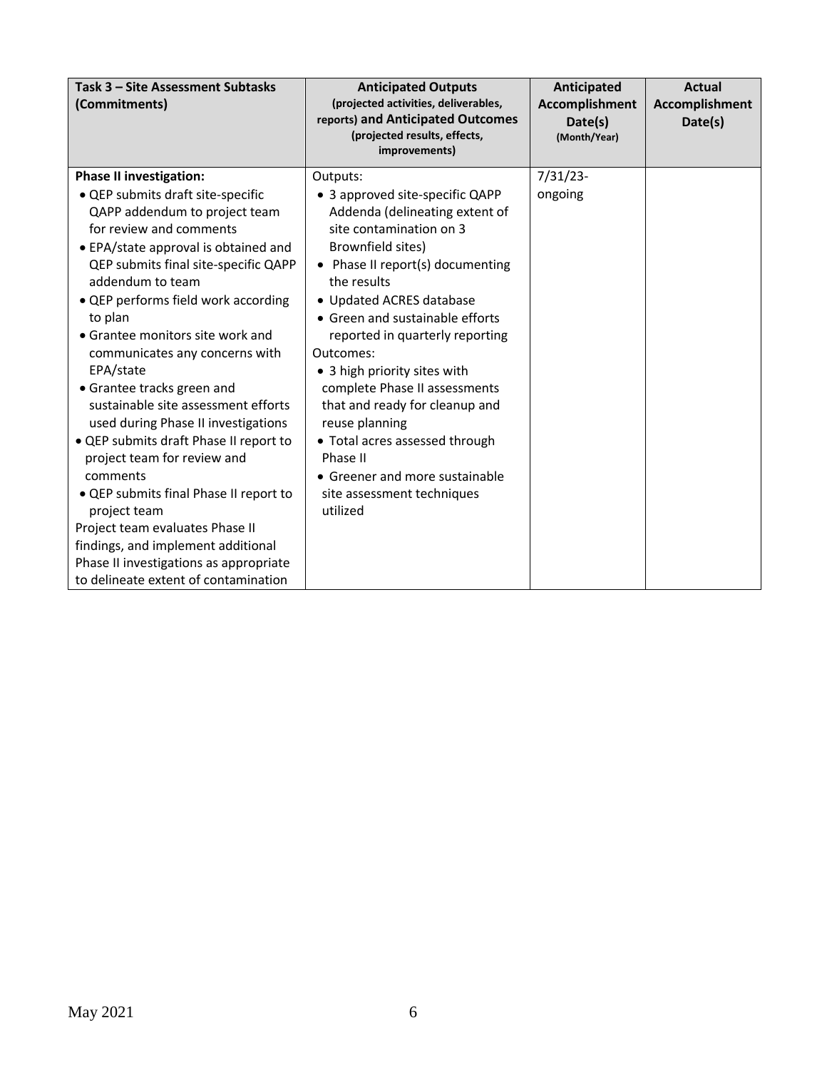| **Task 3 – Site Assessment Subtasks (Commitments)** | **Anticipated Outputs (projected activities, deliverables, reports) and Anticipated Outcomes (projected results, effects, improvements)** | **Anticipated Accomplishment Date(s) (Month/Year)** | **Actual Accomplishment Date(s)** |
|---|---|---|---|
| **Phase II investigation:**<br>• QEP submits draft site-specific QAPP addendum to project team for review and comments<br>• EPA/state approval is obtained and QEP submits final site-specific QAPP addendum to team<br>• QEP performs field work according to plan<br>• Grantee monitors site work and communicates any concerns with EPA/state<br>• Grantee tracks green and sustainable site assessment efforts used during Phase II investigations<br>• QEP submits draft Phase II report to project team for review and comments<br>• QEP submits final Phase II report to project team<br>Project team evaluates Phase II findings, and implement additional Phase II investigations as appropriate to delineate extent of contamination | Outputs:<br>• 3 approved site-specific QAPP Addenda (delineating extent of site contamination on 3 Brownfield sites)<br>• Phase II report(s) documenting the results<br>• Updated ACRES database<br>• Green and sustainable efforts reported in quarterly reporting<br>Outcomes:<br>• 3 high priority sites with complete Phase II assessments that and ready for cleanup and reuse planning<br>• Total acres assessed through Phase II<br>• Greener and more sustainable site assessment techniques utilized | 7/31/23-ongoing | |

May 2021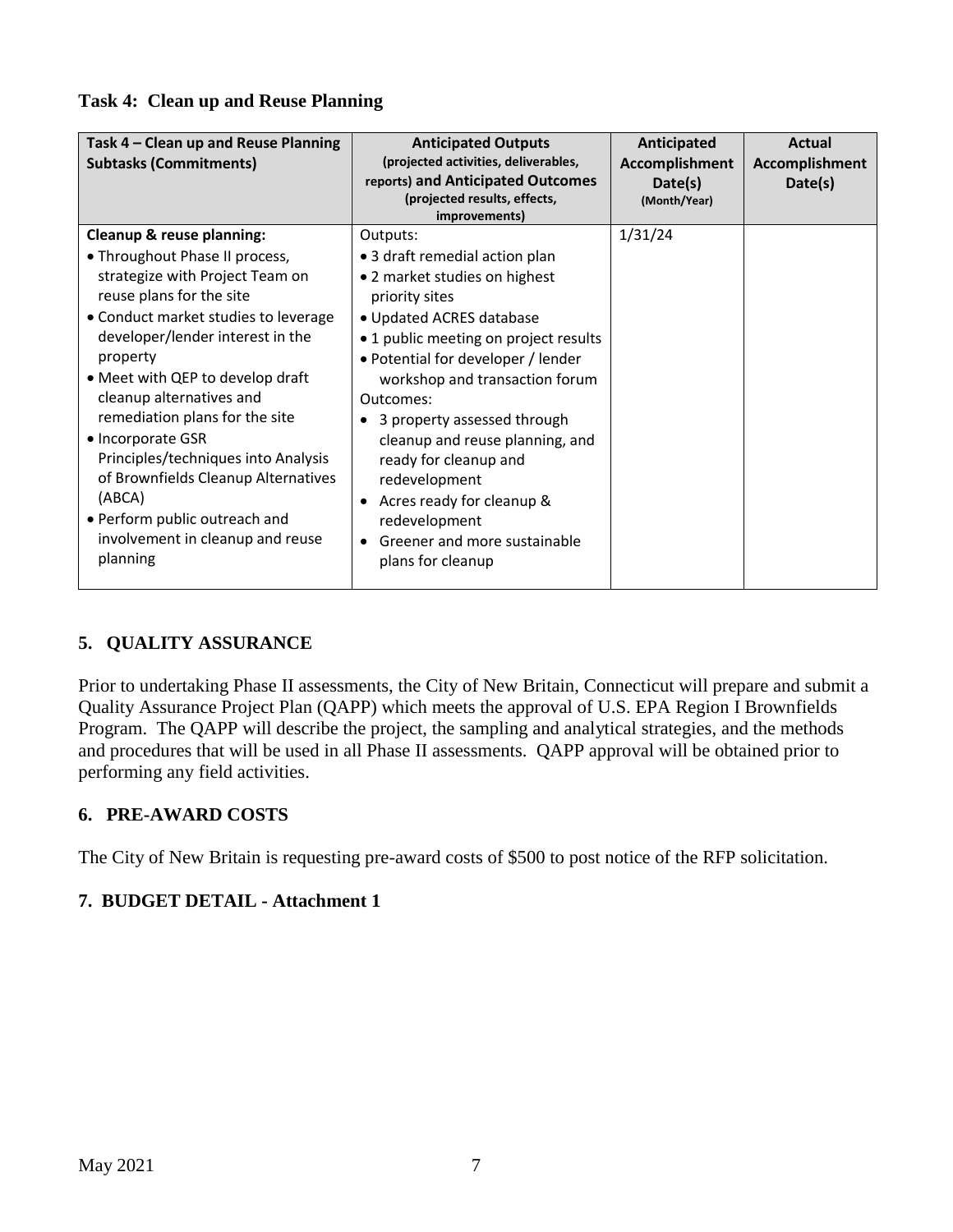**Task 4: Clean up and Reuse Planning**

| Task 4 – Clean up and Reuse Planning Subtasks (Commitments) | Anticipated Outputs (projected activities, deliverables, reports) and Anticipated Outcomes (projected results, effects, improvements) | Anticipated Accomplishment Date(s) (Month/Year) | Actual Accomplishment Date(s) |
|---|---|---|---|
| **Cleanup & reuse planning:**<br>• Throughout Phase II process, strategize with Project Team on reuse plans for the site<br>• Conduct market studies to leverage developer/lender interest in the property<br>• Meet with QEP to develop draft cleanup alternatives and remediation plans for the site<br>• Incorporate GSR Principles/techniques into Analysis of Brownfields Cleanup Alternatives (ABCA)<br>• Perform public outreach and involvement in cleanup and reuse planning | Outputs:<br>• 3 draft remedial action plan<br>• 2 market studies on highest priority sites<br>• Updated ACRES database<br>• 1 public meeting on project results<br>• Potential for developer / lender workshop and transaction forum<br>Outcomes:<br>• 3 property assessed through cleanup and reuse planning, and ready for cleanup and redevelopment<br>• Acres ready for cleanup & redevelopment<br>• Greener and more sustainable plans for cleanup | 1/31/24 | |

## 5. QUALITY ASSURANCE

Prior to undertaking Phase II assessments, the City of New Britain, Connecticut will prepare and submit a Quality Assurance Project Plan (QAPP) which meets the approval of U.S. EPA Region I Brownfields Program. The QAPP will describe the project, the sampling and analytical strategies, and the methods and procedures that will be used in all Phase II assessments. QAPP approval will be obtained prior to performing any field activities.

## 6. PRE-AWARD COSTS

The City of New Britain is requesting pre-award costs of $500 to post notice of the RFP solicitation.

## 7. BUDGET DETAIL - Attachment 1

May 2021